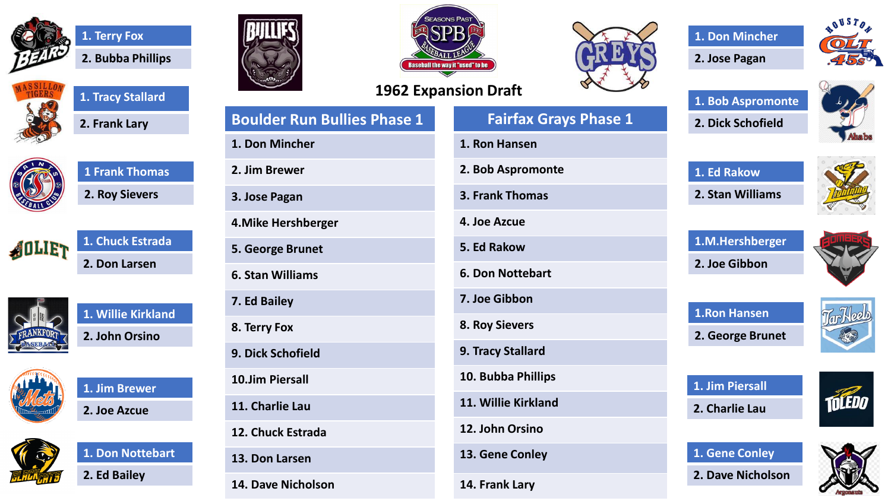# 1962 Expansion Draft

## Boulder Run Bullies Phase 1

1. Don Mincher
2. Jim Brewer
3. Jose Pagan
4. Mike Hershberger
5. George Brunet
6. Stan Williams
7. Ed Bailey
8. Terry Fox
9. Dick Schofield
10. Jim Piersall
11. Charlie Lau
12. Chuck Estrada
13. Don Larsen
14. Dave Nicholson

## Fairfax Grays Phase 1

1. Ron Hansen
2. Bob Aspromonte
3. Frank Thomas
4. Joe Azcue
5. Ed Rakow
6. Don Nottebart
7. Joe Gibbon
8. Roy Sievers
9. Tracy Stallard
10. Bubba Phillips
11. Willie Kirkland
12. John Orsino
13. Gene Conley
14. Frank Lary

## Team Losses

| Team | 1. | 2. |
|---|---|---|
| Bears | Terry Fox | Bubba Phillips |
| Massillon Tigers | Tracy Stallard | Frank Lary |
| Saints | Frank Thomas | Roy Sievers |
| Joliet | Chuck Estrada | Don Larsen |
| Frankfort | Willie Kirkland | John Orsino |
| Mets | Jim Brewer | Joe Azcue |
| Black Cats | Don Nottebart | Ed Bailey |
| Houston Colt .45s | Don Mincher | Jose Pagan |
| Ahabs | Bob Aspromonte | Dick Schofield |
| Lightning | Ed Rakow | Stan Williams |
| Bombers | M.Hershberger | Joe Gibbon |
| Tar Heels | Ron Hansen | George Brunet |
| Toledo | Jim Piersall | Charlie Lau |
| Argonauts | Gene Conley | Dave Nicholson |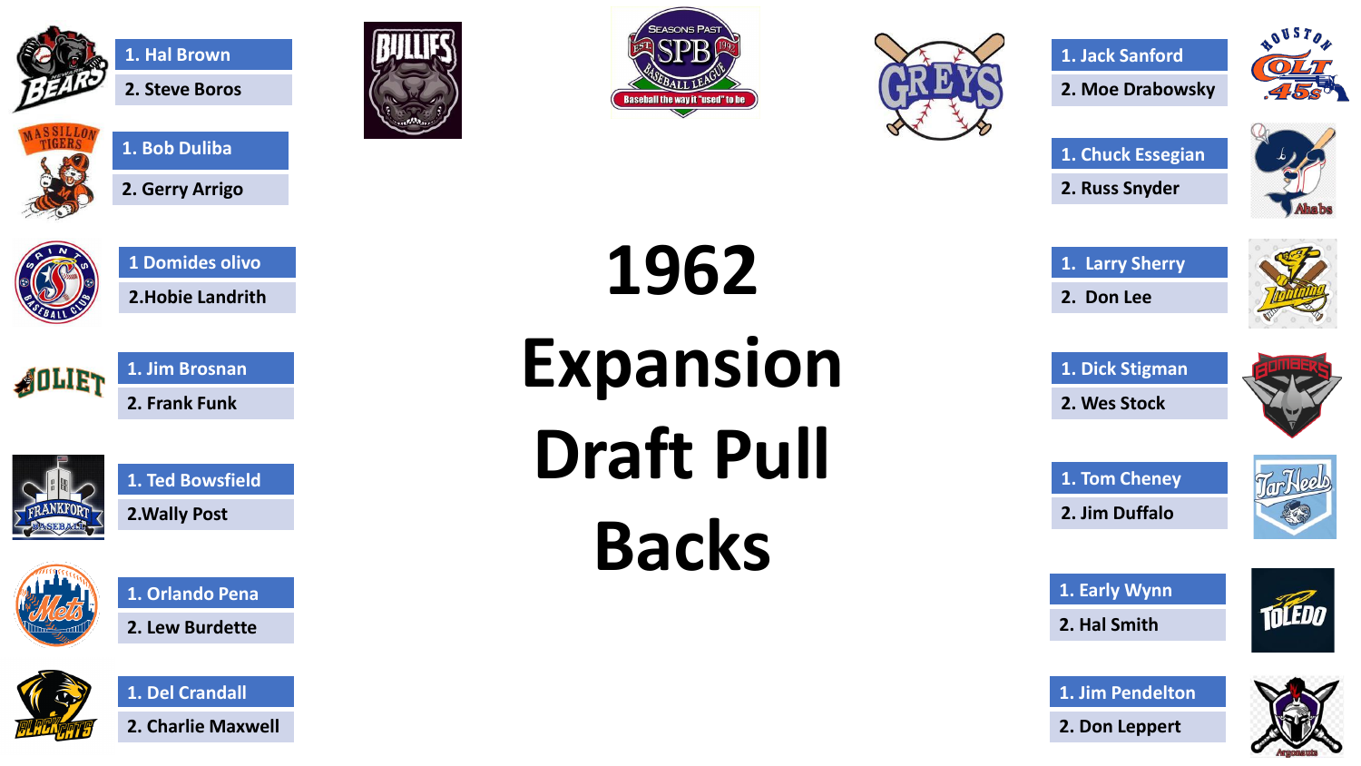# 1962 Expansion Draft Pull Backs

1. Hal Brown
2. Steve Boros

1. Bob Duliba
2. Gerry Arrigo

1 Domides olivo
2.Hobie Landrith

1. Jim Brosnan
2. Frank Funk

1. Ted Bowsfield
2.Wally Post

1. Orlando Pena
2. Lew Burdette

1. Del Crandall
2. Charlie Maxwell

1. Jack Sanford
2. Moe Drabowsky

1. Chuck Essegian
2. Russ Snyder

1. Larry Sherry
2. Don Lee

1. Dick Stigman
2. Wes Stock

1. Tom Cheney
2. Jim Duffalo

1. Early Wynn
2. Hal Smith

1. Jim Pendelton
2. Don Leppert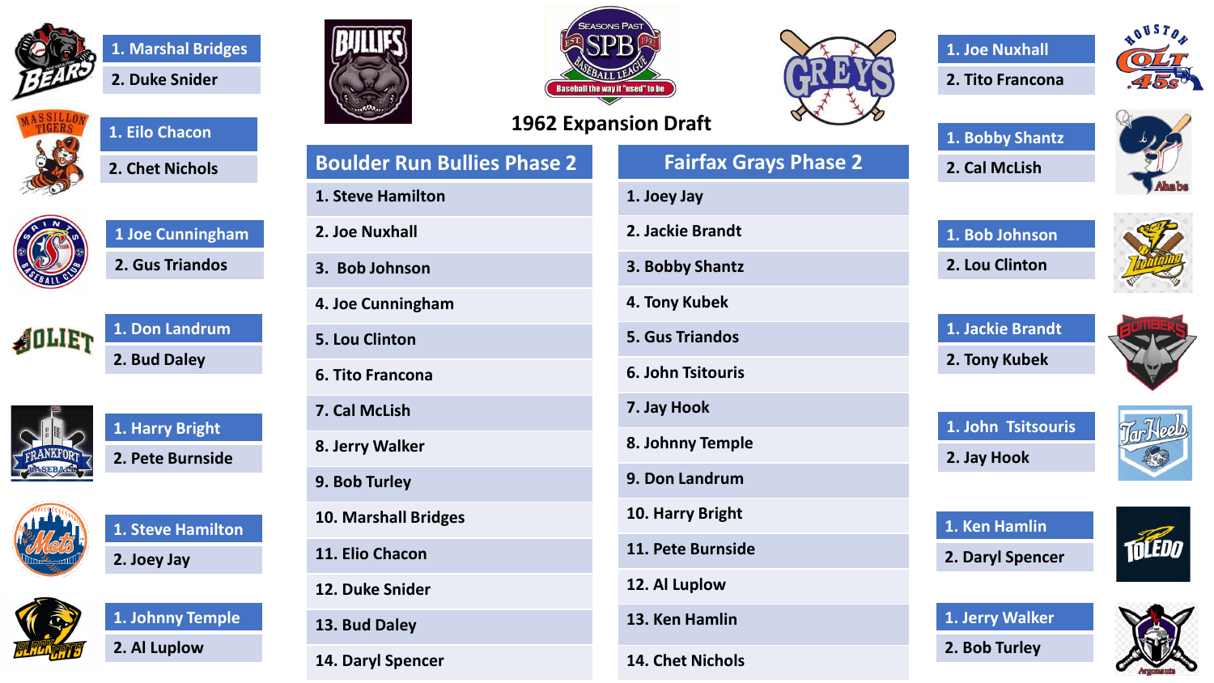# 1962 Expansion Draft

| Boulder Run Bullies Phase 2 |
| --- |
| 1. Steve Hamilton |
| 2. Joe Nuxhall |
| 3. Bob Johnson |
| 4. Joe Cunningham |
| 5. Lou Clinton |
| 6. Tito Francona |
| 7. Cal McLish |
| 8. Jerry Walker |
| 9. Bob Turley |
| 10. Marshall Bridges |
| 11. Elio Chacon |
| 12. Duke Snider |
| 13. Bud Daley |
| 14. Daryl Spencer |

| Fairfax Grays Phase 2 |
| --- |
| 1. Joey Jay |
| 2. Jackie Brandt |
| 3. Bobby Shantz |
| 4. Tony Kubek |
| 5. Gus Triandos |
| 6. John Tsitsouris |
| 7. Jay Hook |
| 8. Johnny Temple |
| 9. Don Landrum |
| 10. Harry Bright |
| 11. Pete Burnside |
| 12. Al Luplow |
| 13. Ken Hamlin |
| 14. Chet Nichols |

1. Marshal Bridges
2. Duke Snider

1. Eilo Chacon
2. Chet Nichols

1 Joe Cunningham
2. Gus Triandos

1. Don Landrum
2. Bud Daley

1. Harry Bright
2. Pete Burnside

1. Steve Hamilton
2. Joey Jay

1. Johnny Temple
2. Al Luplow

1. Joe Nuxhall
2. Tito Francona

1. Bobby Shantz
2. Cal McLish

1. Bob Johnson
2. Lou Clinton

1. Jackie Brandt
2. Tony Kubek

1. John Tsitsouris
2. Jay Hook

1. Ken Hamlin
2. Daryl Spencer

1. Jerry Walker
2. Bob Turley